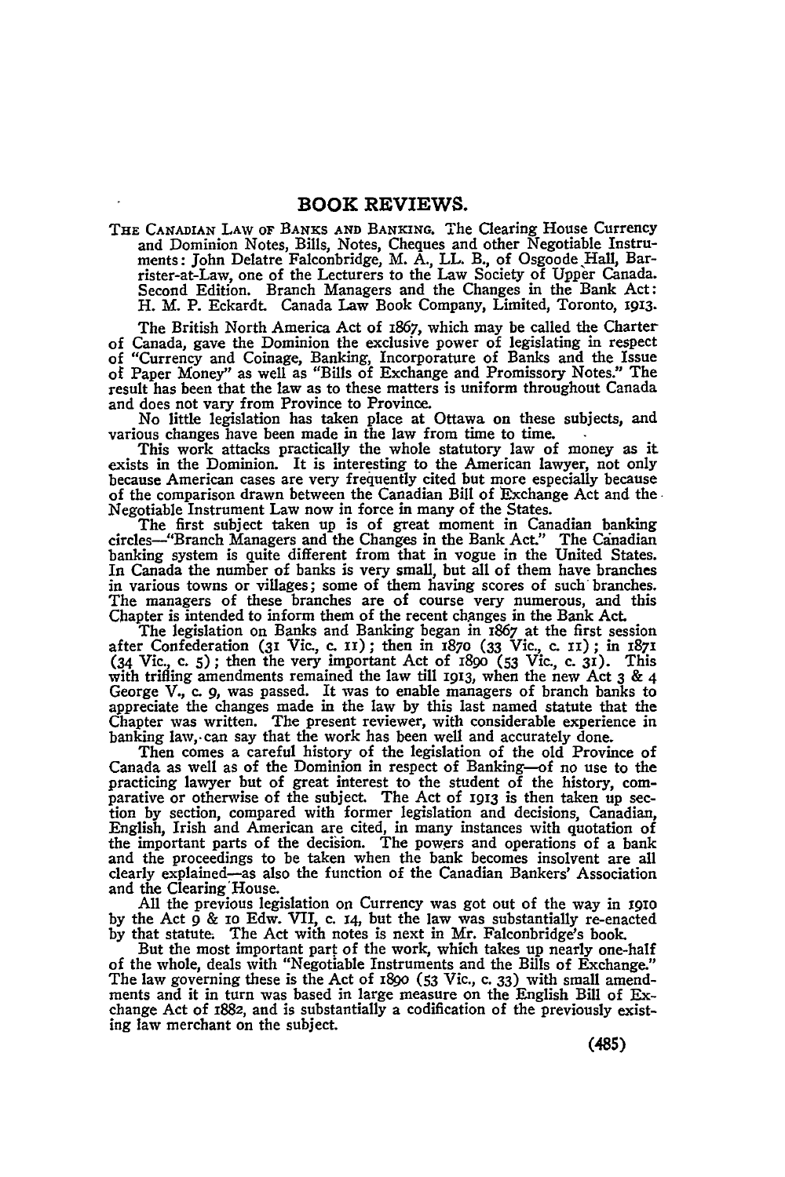# BOOK REVIEWS.

THE CANADIAN LAW OF BANKS AND BANKING. The Clearing House Currency and Dominion Notes, Bills, Notes, Cheques and other Negotiable Instruments: John Delatre Falconbridge, M. A., LL. B., of Osgoode Hall, Barrister-at-Law, one of the Lecturers to the Law Society of Upper Canada. Second Edition. Branch Managers and the Changes in the Bank Act: H. M. P. Eckardt. Canada Law Book Company, Limited, Toronto, 1913.

The British North America Act of 1867, which may be called the Charter of Canada, gave the Dominion the exclusive power of legislating in respect of "Currency and Coinage, Banking, Incorporature of Banks and the Issue of Paper Money" as well as "Bills of Exchange and Promissory Notes." The result has been that the law as to these matters is uniform throughout Canada and does not vary from Province to Province.

No little legislation has taken place at Ottawa on these subjects, and various changes have been made in the law from time to time.

This work attacks practically the whole statutory law of money as it exists in the Dominion. It is interesting to the American lawyer, not only because American cases are very frequently cited but more especially because of the comparison drawn between the Canadian Bill of Exchange Act and the Negotiable Instrument Law now in force in many of the States.

The first subject taken up is of great moment in Canadian banking circles—"Branch Managers and the Changes in the Bank Act." The Canadian banking system is quite different from that in vogue in the United States. In Canada the number of banks is very small, but all of them have branches in various towns or villages; some of them having scores of such branches. The managers of these branches are of course very numerous, and this Chapter is intended to inform them of the recent changes in the Bank Act.

The legislation on Banks and Banking began in 1867 at the first session after Confederation (31 Vic., c. 11); then in 1870 (33 Vic., c. 11); in 1871 (34 Vic., c. 5); then the very important Act of 1890 (53 Vic., c. 31). This with trifling amendments remained the law till 1913, when the new Act 3 & 4 George V., c. 9, was passed. It was to enable managers of branch banks to appreciate the changes made in the law by this last named statute that the Chapter was written. The present reviewer, with considerable experience in banking law, can say that the work has been well and accurately done.

Then comes a careful history of the legislation of the old Province of Canada as well as of the Dominion in respect of Banking—of no use to the practicing lawyer but of great interest to the student of the history, comparative or otherwise of the subject. The Act of 1913 is then taken up section by section, compared with former legislation and decisions, Canadian, English, Irish and American are cited, in many instances with quotation of the important parts of the decision. The powers and operations of a bank and the proceedings to be taken when the bank becomes insolvent are all clearly explained—as also the function of the Canadian Bankers' Association and the Clearing House.

All the previous legislation on Currency was got out of the way in 1910 by the Act 9 & 10 Edw. VII, c. 14, but the law was substantially re-enacted by that statute. The Act with notes is next in Mr. Falconbridge's book.

But the most important part of the work, which takes up nearly one-half of the whole, deals with "Negotiable Instruments and the Bills of Exchange." The law governing these is the Act of 1890 (53 Vic., c. 33) with small amendments and it in turn was based in large measure on the English Bill of Exchange Act of 1882, and is substantially a codification of the previously existing law merchant on the subject.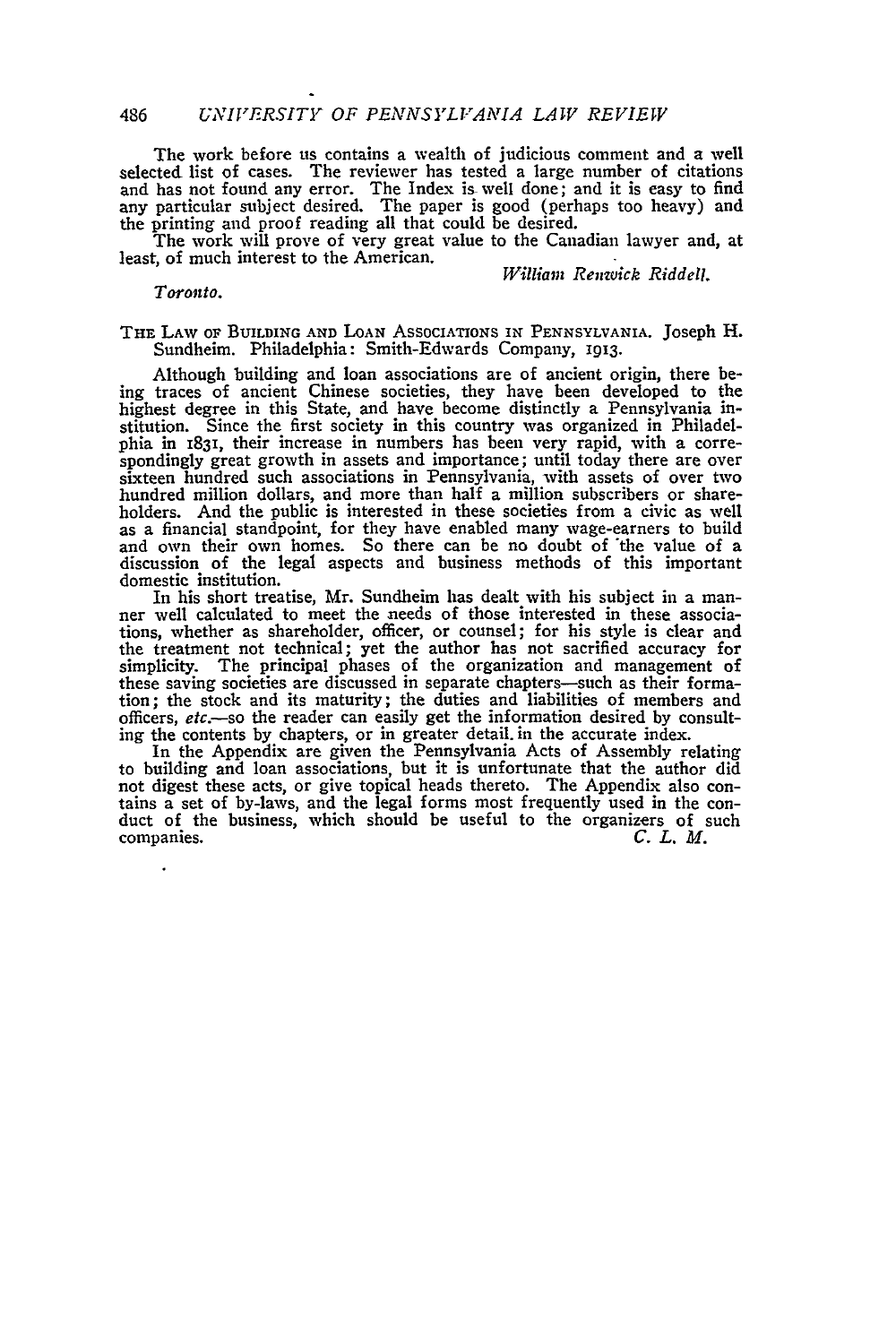The work before us contains a wealth of judicious comment and a well selected list of cases. The reviewer has tested a large number of citations and has not found any error. The Index is well done; and it is easy to find any particular subject desired. The paper is good (perhaps too heavy) and the printing and proof reading all that could be desired.

The work will prove of very great value to the Canadian lawyer and, at least, of much interest to the American.

*William Renwick Riddell.*

*Toronto.*

THE LAW OF BUILDING AND LOAN ASSOCIATIONS IN PENNSYLVANIA. Joseph H. Sundheim. Philadelphia: Smith-Edwards Company, 1913.

Although building and loan associations are of ancient origin, there being traces of ancient Chinese societies, they have been developed to the highest degree in this State, and have become distinctly a Pennsylvania institution. Since the first society in this country was organized in Philadelphia in 1831, their increase in numbers has been very rapid, with a correspondingly great growth in assets and importance; until today there are over sixteen hundred such associations in Pennsylvania, with assets of over two hundred million dollars, and more than half a million subscribers or shareholders. And the public is interested in these societies from a civic as well as a financial standpoint, for they have enabled many wage-earners to build and own their own homes. So there can be no doubt of the value of a discussion of the legal aspects and business methods of this important domestic institution.

In his short treatise, Mr. Sundheim has dealt with his subject in a manner well calculated to meet the needs of those interested in these associations, whether as shareholder, officer, or counsel; for his style is clear and the treatment not technical; yet the author has not sacrified accuracy for simplicity. The principal phases of the organization and management of these saving societies are discussed in separate chapters—such as their formation; the stock and its maturity; the duties and liabilities of members and officers, *etc.*—so the reader can easily get the information desired by consulting the contents by chapters, or in greater detail in the accurate index.

In the Appendix are given the Pennsylvania Acts of Assembly relating to building and loan associations, but it is unfortunate that the author did not digest these acts, or give topical heads thereto. The Appendix also contains a set of by-laws, and the legal forms most frequently used in the conduct of the business, which should be useful to the organizers of such companies.

*C. L. M.*